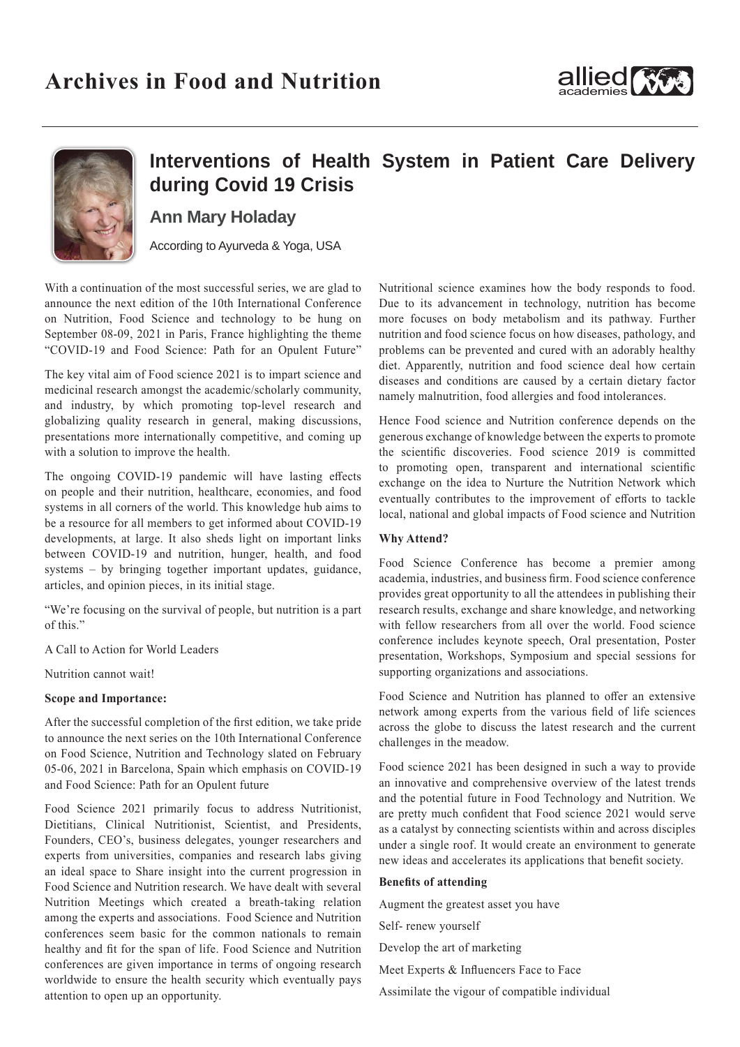# Interventions of Health System in Patient Care Delivery during Covid 19 Crisis

## Ann Mary Holaday

According to Ayurveda & Yoga, USA

With a continuation of the most successful series, we are glad to announce the next edition of the 10th International Conference on Nutrition, Food Science and technology to be hung on September 08-09, 2021 in Paris, France highlighting the theme "COVID-19 and Food Science: Path for an Opulent Future"

The key vital aim of Food science 2021 is to impart science and medicinal research amongst the academic/scholarly community, and industry, by which promoting top-level research and globalizing quality research in general, making discussions, presentations more internationally competitive, and coming up with a solution to improve the health.

The ongoing COVID-19 pandemic will have lasting effects on people and their nutrition, healthcare, economies, and food systems in all corners of the world. This knowledge hub aims to be a resource for all members to get informed about COVID-19 developments, at large. It also sheds light on important links between COVID-19 and nutrition, hunger, health, and food systems – by bringing together important updates, guidance, articles, and opinion pieces, in its initial stage.

"We're focusing on the survival of people, but nutrition is a part of this."

A Call to Action for World Leaders

Nutrition cannot wait!

**Scope and Importance:**

After the successful completion of the first edition, we take pride to announce the next series on the 10th International Conference on Food Science, Nutrition and Technology slated on February 05-06, 2021 in Barcelona, Spain which emphasis on COVID-19 and Food Science: Path for an Opulent future

Food Science 2021 primarily focus to address Nutritionist, Dietitians, Clinical Nutritionist, Scientist, and Presidents, Founders, CEO's, business delegates, younger researchers and experts from universities, companies and research labs giving an ideal space to Share insight into the current progression in Food Science and Nutrition research. We have dealt with several Nutrition Meetings which created a breath-taking relation among the experts and associations. Food Science and Nutrition conferences seem basic for the common nationals to remain healthy and fit for the span of life. Food Science and Nutrition conferences are given importance in terms of ongoing research worldwide to ensure the health security which eventually pays attention to open up an opportunity.

Nutritional science examines how the body responds to food. Due to its advancement in technology, nutrition has become more focuses on body metabolism and its pathway. Further nutrition and food science focus on how diseases, pathology, and problems can be prevented and cured with an adorably healthy diet. Apparently, nutrition and food science deal how certain diseases and conditions are caused by a certain dietary factor namely malnutrition, food allergies and food intolerances.

Hence Food science and Nutrition conference depends on the generous exchange of knowledge between the experts to promote the scientific discoveries. Food science 2019 is committed to promoting open, transparent and international scientific exchange on the idea to Nurture the Nutrition Network which eventually contributes to the improvement of efforts to tackle local, national and global impacts of Food science and Nutrition

**Why Attend?**

Food Science Conference has become a premier among academia, industries, and business firm. Food science conference provides great opportunity to all the attendees in publishing their research results, exchange and share knowledge, and networking with fellow researchers from all over the world. Food science conference includes keynote speech, Oral presentation, Poster presentation, Workshops, Symposium and special sessions for supporting organizations and associations.

Food Science and Nutrition has planned to offer an extensive network among experts from the various field of life sciences across the globe to discuss the latest research and the current challenges in the meadow.

Food science 2021 has been designed in such a way to provide an innovative and comprehensive overview of the latest trends and the potential future in Food Technology and Nutrition. We are pretty much confident that Food science 2021 would serve as a catalyst by connecting scientists within and across disciples under a single roof. It would create an environment to generate new ideas and accelerates its applications that benefit society.

**Benefits of attending**

Augment the greatest asset you have

Self- renew yourself

Develop the art of marketing

Meet Experts & Influencers Face to Face

Assimilate the vigour of compatible individual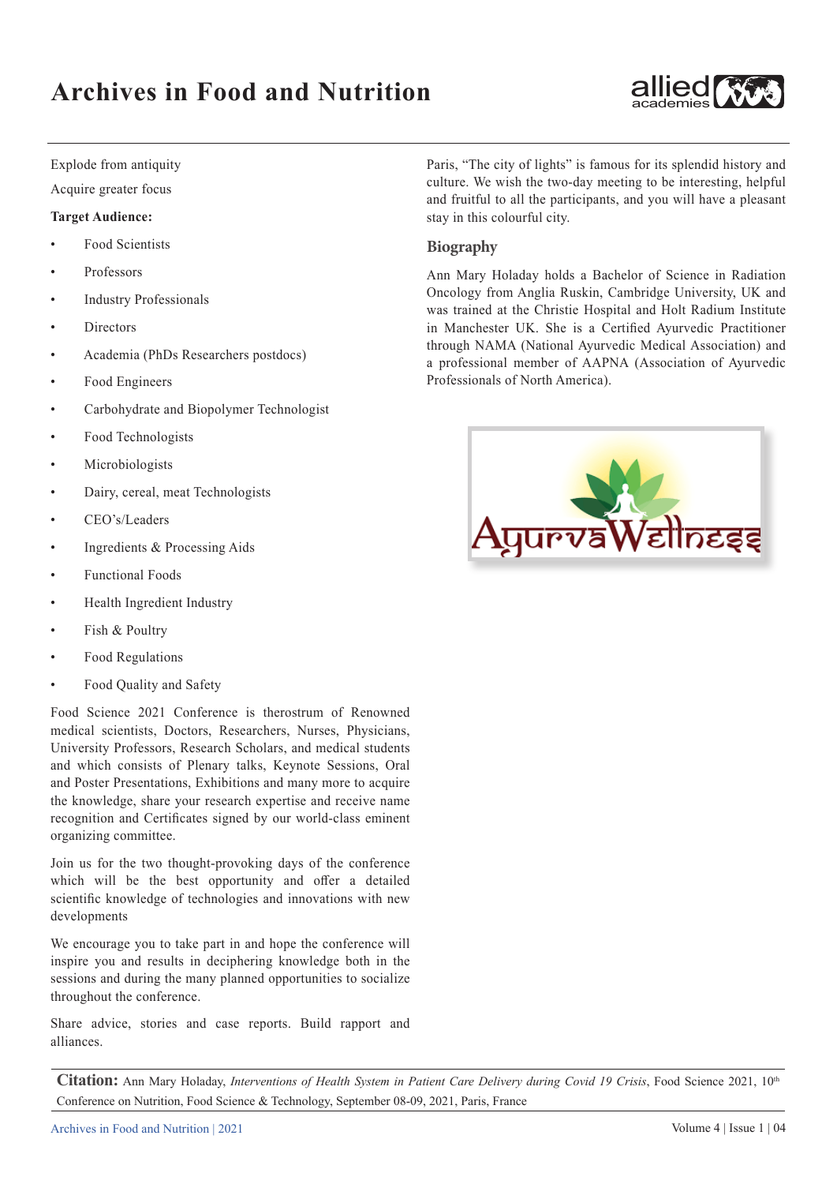Explode from antiquity

Acquire greater focus

**Target Audience:**

- Food Scientists
- Professors
- Industry Professionals
- Directors
- Academia (PhDs Researchers postdocs)
- Food Engineers
- Carbohydrate and Biopolymer Technologist
- Food Technologists
- Microbiologists
- Dairy, cereal, meat Technologists
- CEO's/Leaders
- Ingredients & Processing Aids
- Functional Foods
- Health Ingredient Industry
- Fish & Poultry
- Food Regulations
- Food Quality and Safety

Food Science 2021 Conference is therostrum of Renowned medical scientists, Doctors, Researchers, Nurses, Physicians, University Professors, Research Scholars, and medical students and which consists of Plenary talks, Keynote Sessions, Oral and Poster Presentations, Exhibitions and many more to acquire the knowledge, share your research expertise and receive name recognition and Certificates signed by our world-class eminent organizing committee.

Join us for the two thought-provoking days of the conference which will be the best opportunity and offer a detailed scientific knowledge of technologies and innovations with new developments

We encourage you to take part in and hope the conference will inspire you and results in deciphering knowledge both in the sessions and during the many planned opportunities to socialize throughout the conference.

Share advice, stories and case reports. Build rapport and alliances.

Paris, "The city of lights" is famous for its splendid history and culture. We wish the two-day meeting to be interesting, helpful and fruitful to all the participants, and you will have a pleasant stay in this colourful city.

## Biography

Ann Mary Holaday holds a Bachelor of Science in Radiation Oncology from Anglia Ruskin, Cambridge University, UK and was trained at the Christie Hospital and Holt Radium Institute in Manchester UK. She is a Certified Ayurvedic Practitioner through NAMA (National Ayurvedic Medical Association) and a professional member of AAPNA (Association of Ayurvedic Professionals of North America).

**Citation:** Ann Mary Holaday, *Interventions of Health System in Patient Care Delivery during Covid 19 Crisis*, Food Science 2021, 10th Conference on Nutrition, Food Science & Technology, September 08-09, 2021, Paris, France